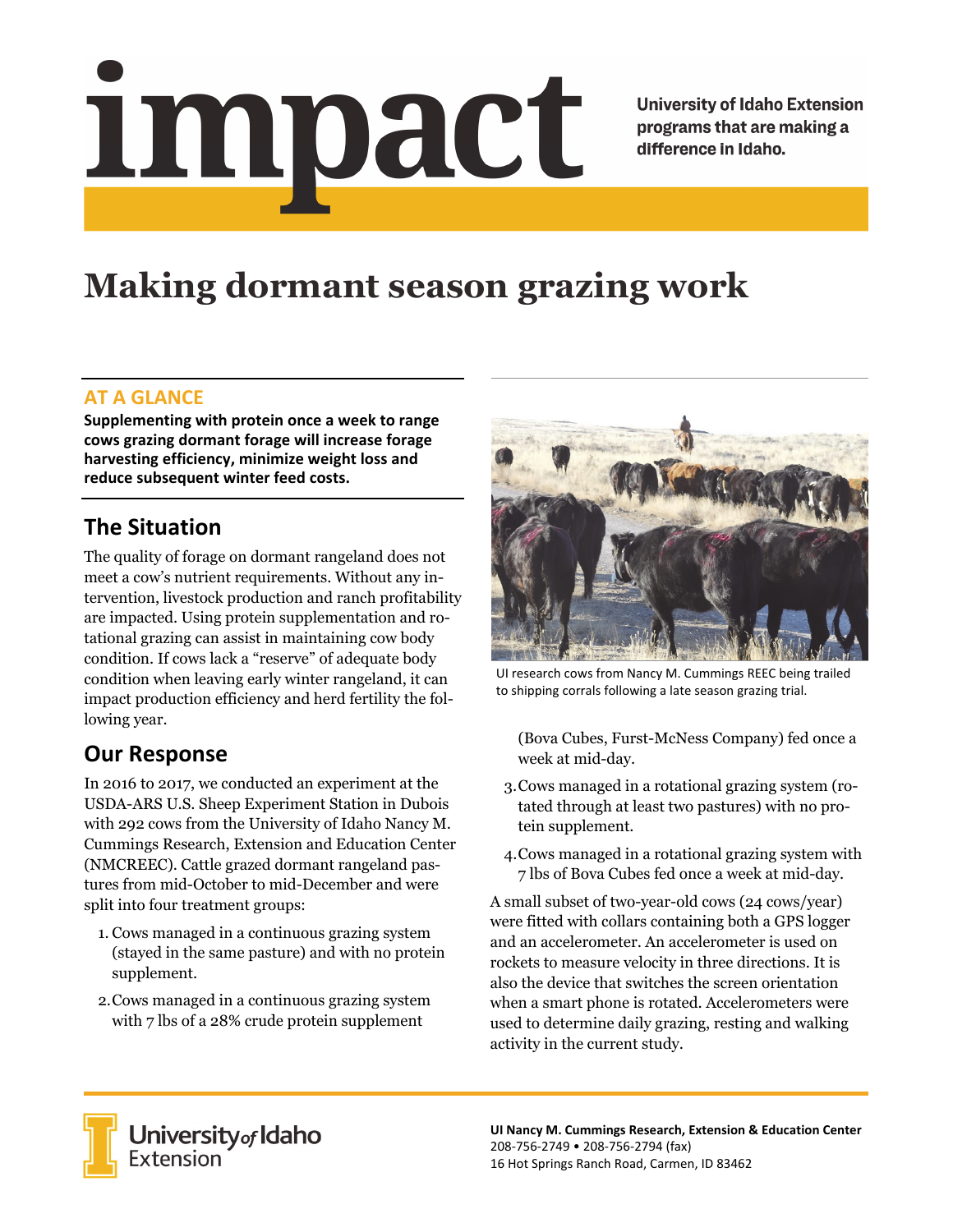# impact

University of Idaho Extension programs that are making a difference in Idaho.

# Making dormant season grazing work

## AT A GLANCE

**Supplementing with protein once a week to range cows grazing dormant forage will increase forage harvesting efficiency, minimize weight loss and reduce subsequent winter feed costs.**

## The Situation

The quality of forage on dormant rangeland does not meet a cow's nutrient requirements. Without any intervention, livestock production and ranch profitability are impacted. Using protein supplementation and rotational grazing can assist in maintaining cow body condition. If cows lack a "reserve" of adequate body condition when leaving early winter rangeland, it can impact production efficiency and herd fertility the following year.

## Our Response

In 2016 to 2017, we conducted an experiment at the USDA-ARS U.S. Sheep Experiment Station in Dubois with 292 cows from the University of Idaho Nancy M. Cummings Research, Extension and Education Center (NMCREEC). Cattle grazed dormant rangeland pastures from mid-October to mid-December and were split into four treatment groups:

1. Cows managed in a continuous grazing system (stayed in the same pasture) and with no protein supplement.
2. Cows managed in a continuous grazing system with 7 lbs of a 28% crude protein supplement (Bova Cubes, Furst-McNess Company) fed once a week at mid-day.
3. Cows managed in a rotational grazing system (rotated through at least two pastures) with no protein supplement.
4. Cows managed in a rotational grazing system with 7 lbs of Bova Cubes fed once a week at mid-day.

UI research cows from Nancy M. Cummings REEC being trailed to shipping corrals following a late season grazing trial.

A small subset of two-year-old cows (24 cows/year) were fitted with collars containing both a GPS logger and an accelerometer. An accelerometer is used on rockets to measure velocity in three directions. It is also the device that switches the screen orientation when a smart phone is rotated. Accelerometers were used to determine daily grazing, resting and walking activity in the current study.

University of Idaho Extension

**UI Nancy M. Cummings Research, Extension & Education Center**
208-756-2749 • 208-756-2794 (fax)
16 Hot Springs Ranch Road, Carmen, ID 83462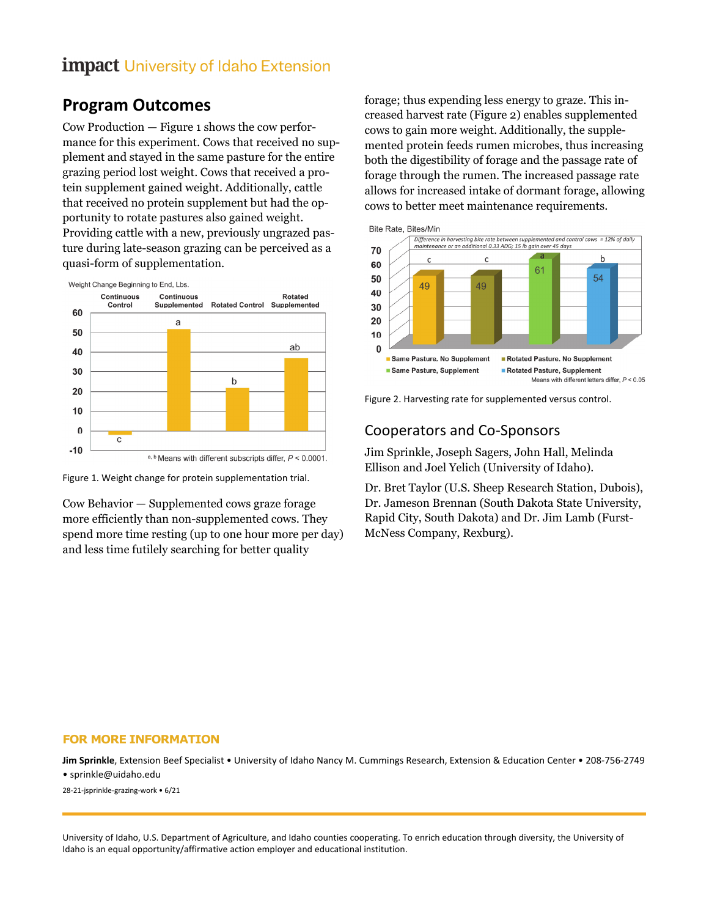## Program Outcomes

Cow Production — Figure 1 shows the cow performance for this experiment. Cows that received no supplement and stayed in the same pasture for the entire grazing period lost weight. Cows that received a protein supplement gained weight. Additionally, cattle that received no protein supplement but had the opportunity to rotate pastures also gained weight. Providing cattle with a new, previously ungrazed pasture during late-season grazing can be perceived as a quasi-form of supplementation.

Weight Change Beginning to End, Lbs.

Continuous Control
Continuous Supplemented
Rotated Control
Rotated Supplemented

60
50
40
30
20
10
0
-10

c
a
b
ab

a, b Means with different subscripts differ, $P < 0.0001$.

Figure 1. Weight change for protein supplementation trial.

Cow Behavior — Supplemented cows graze forage more efficiently than non-supplemented cows. They spend more time resting (up to one hour more per day) and less time futilely searching for better quality forage; thus expending less energy to graze. This increased harvest rate (Figure 2) enables supplemented cows to gain more weight. Additionally, the supplemented protein feeds rumen microbes, thus increasing both the digestibility of forage and the passage rate of forage through the rumen. The increased passage rate allows for increased intake of dormant forage, allowing cows to better meet maintenance requirements.

Bite Rate, Bites/Min

*Difference in harvesting bite rate between supplemented and control cows = 12% of daily maintenance or an additional 0.33 ADG; 15 lb gain over 45 days*

70
60
50
40
30
20
10
0

c 49
c 49
a 61
b 54

Same Pasture, No Supplement
Rotated Pasture, No Supplement
Same Pasture, Supplement
Rotated Pasture, Supplement

Means with different letters differ, $P < 0.05$

Figure 2. Harvesting rate for supplemented versus control.

## Cooperators and Co-Sponsors

Jim Sprinkle, Joseph Sagers, John Hall, Melinda Ellison and Joel Yelich (University of Idaho).

Dr. Bret Taylor (U.S. Sheep Research Station, Dubois), Dr. Jameson Brennan (South Dakota State University, Rapid City, South Dakota) and Dr. Jim Lamb (Furst-McNess Company, Rexburg).

### FOR MORE INFORMATION

**Jim Sprinkle**, Extension Beef Specialist • University of Idaho Nancy M. Cummings Research, Extension & Education Center • 208-756-2749 • sprinkle@uidaho.edu

28-21-jsprinkle-grazing-work • 6/21

University of Idaho, U.S. Department of Agriculture, and Idaho counties cooperating. To enrich education through diversity, the University of Idaho is an equal opportunity/affirmative action employer and educational institution.